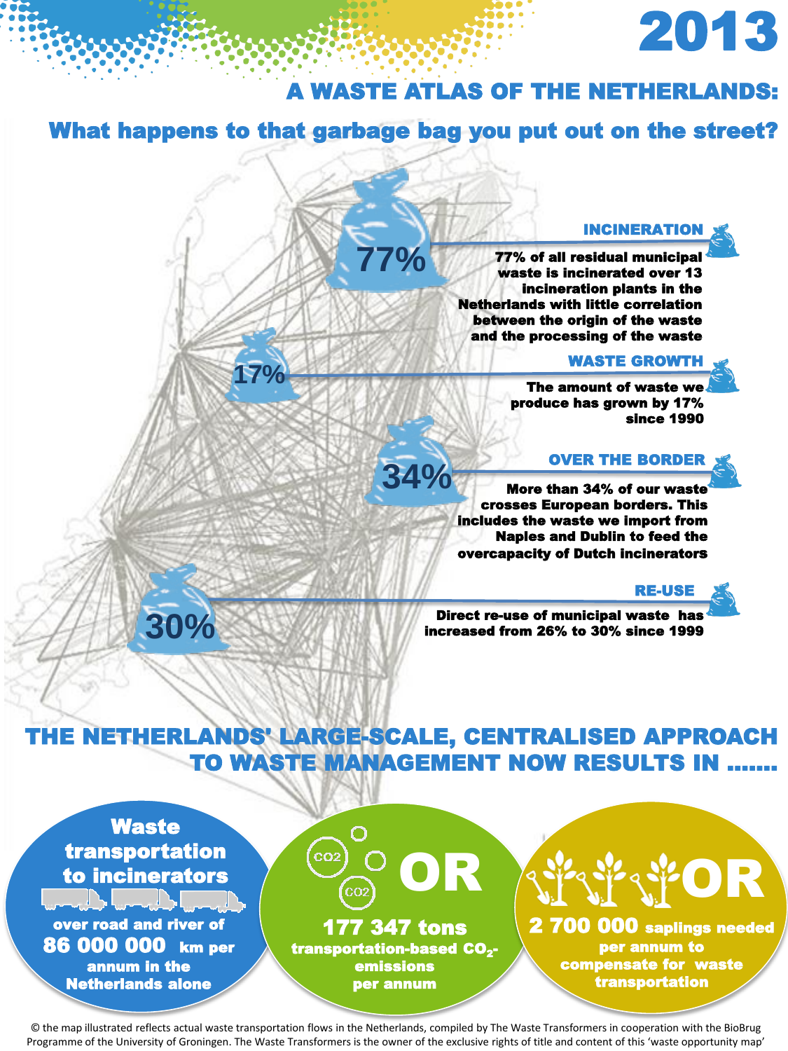# 2013

## A WASTE ATLAS OF THE NETHERLANDS:

### What happens to that garbage bag you put out on the street?

77%

**INCINERATION**

77% of all residual municipal waste is incinerated over 13 incineration plants in the Netherlands with little correlation between the origin of the waste and the processing of the waste

17%

**WASTE GROWTH**

The amount of waste we produce has grown by 17% since 1990

34%

**OVER THE BORDER**

More than 34% of our waste crosses European borders. This includes the waste we import from Naples and Dublin to feed the overcapacity of Dutch incinerators

30%

**RE-USE**

Direct re-use of municipal waste has increased from 26% to 30% since 1999

## THE NETHERLANDS' LARGE-SCALE, CENTRALISED APPROACH TO WASTE MANAGEMENT NOW RESULTS IN .......

**Waste transportation to incinerators** over road and river of **86 000 000** km per annum in the Netherlands alone

$CO_2$ $CO_2$ **OR**

**177 347 tons** transportation-based $CO_2$-emissions per annum

**OR**

**2 700 000** saplings needed per annum to compensate for waste transportation

© the map illustrated reflects actual waste transportation flows in the Netherlands, compiled by The Waste Transformers in cooperation with the BioBrug Programme of the University of Groningen. The Waste Transformers is the owner of the exclusive rights of title and content of this 'waste opportunity map'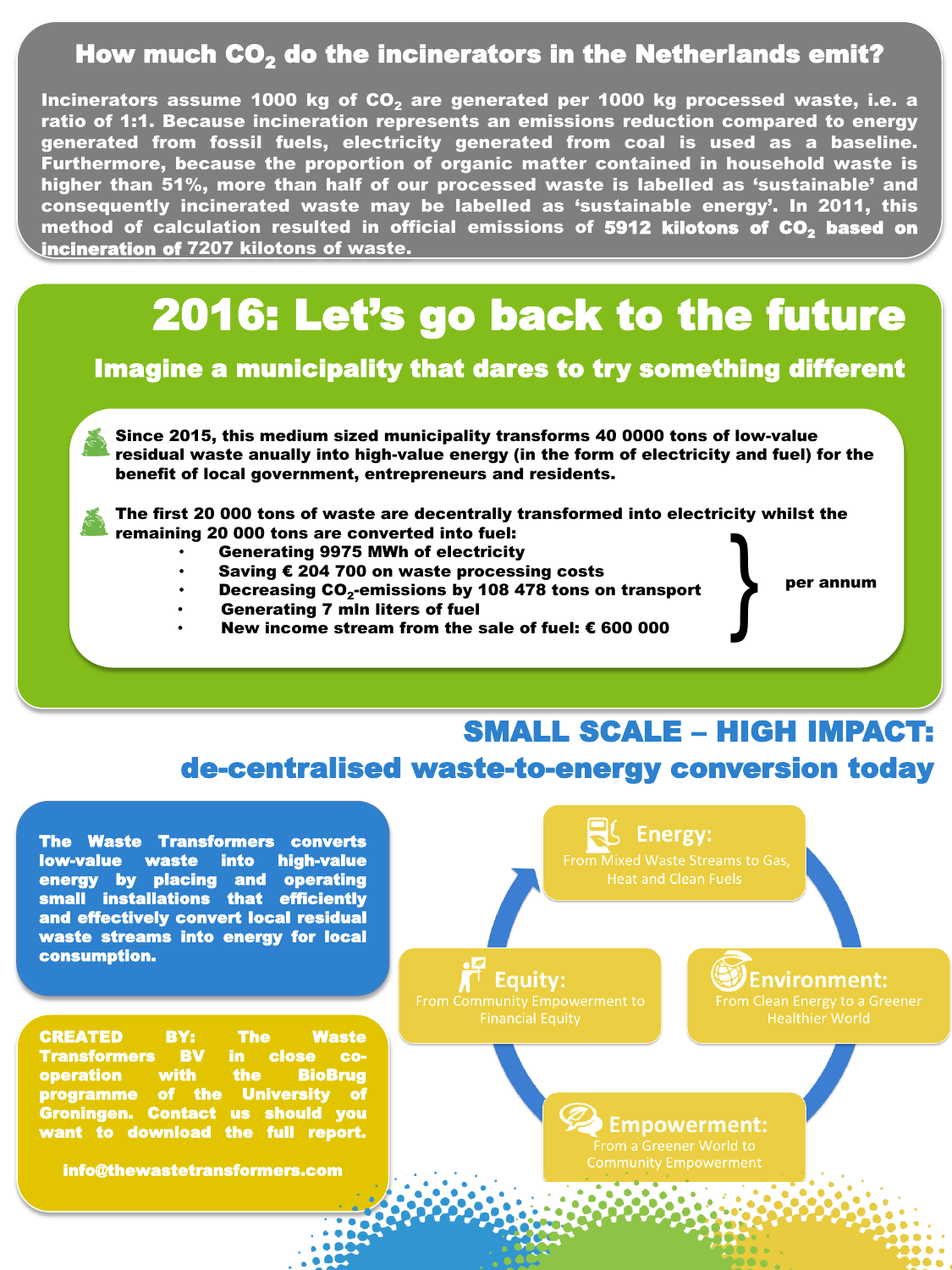## How much $CO_2$ do the incinerators in the Netherlands emit?

**Incinerators assume 1000 kg of $CO_2$ are generated per 1000 kg processed waste, i.e. a ratio of 1:1. Because incineration represents an emissions reduction compared to energy generated from fossil fuels, electricity generated from coal is used as a baseline. Furthermore, because the proportion of organic matter contained in household waste is higher than 51%, more than half of our processed waste is labelled as 'sustainable' and consequently incinerated waste may be labelled as 'sustainable energy'. In 2011, this method of calculation resulted in official emissions of 5912 kilotons of $CO_2$ based on incineration of 7207 kilotons of waste.**

# 2016: Let's go back to the future

## Imagine a municipality that dares to try something different

**Since 2015, this medium sized municipality transforms 40 0000 tons of low-value residual waste anually into high-value energy (in the form of electricity and fuel) for the benefit of local government, entrepreneurs and residents.**

**The first 20 000 tons of waste are decentrally transformed into electricity whilst the remaining 20 000 tons are converted into fuel:**

- **Generating 9975 MWh of electricity**
- **Saving € 204 700 on waste processing costs**
- **Decreasing $CO_2$-emissions by 108 478 tons on transport**
- **Generating 7 mln liters of fuel**
- **New income stream from the sale of fuel: € 600 000**

**per annum**

## SMALL SCALE – HIGH IMPACT: de-centralised waste-to-energy conversion today

**The Waste Transformers converts low-value waste into high-value energy by placing and operating small installations that efficiently and effectively convert local residual waste streams into energy for local consumption.**

**Energy:** From Mixed Waste Streams to Gas, Heat and Clean Fuels

**Environment:** From Clean Energy to a Greener Healthier World

**Empowerment:** From a Greener World to Community Empowerment

**Equity:** From Community Empowerment to Financial Equity

**CREATED BY: The Waste Transformers BV in close co-operation with the BioBrug programme of the University of Groningen. Contact us should you want to download the full report.**

**info@thewastetransformers.com**